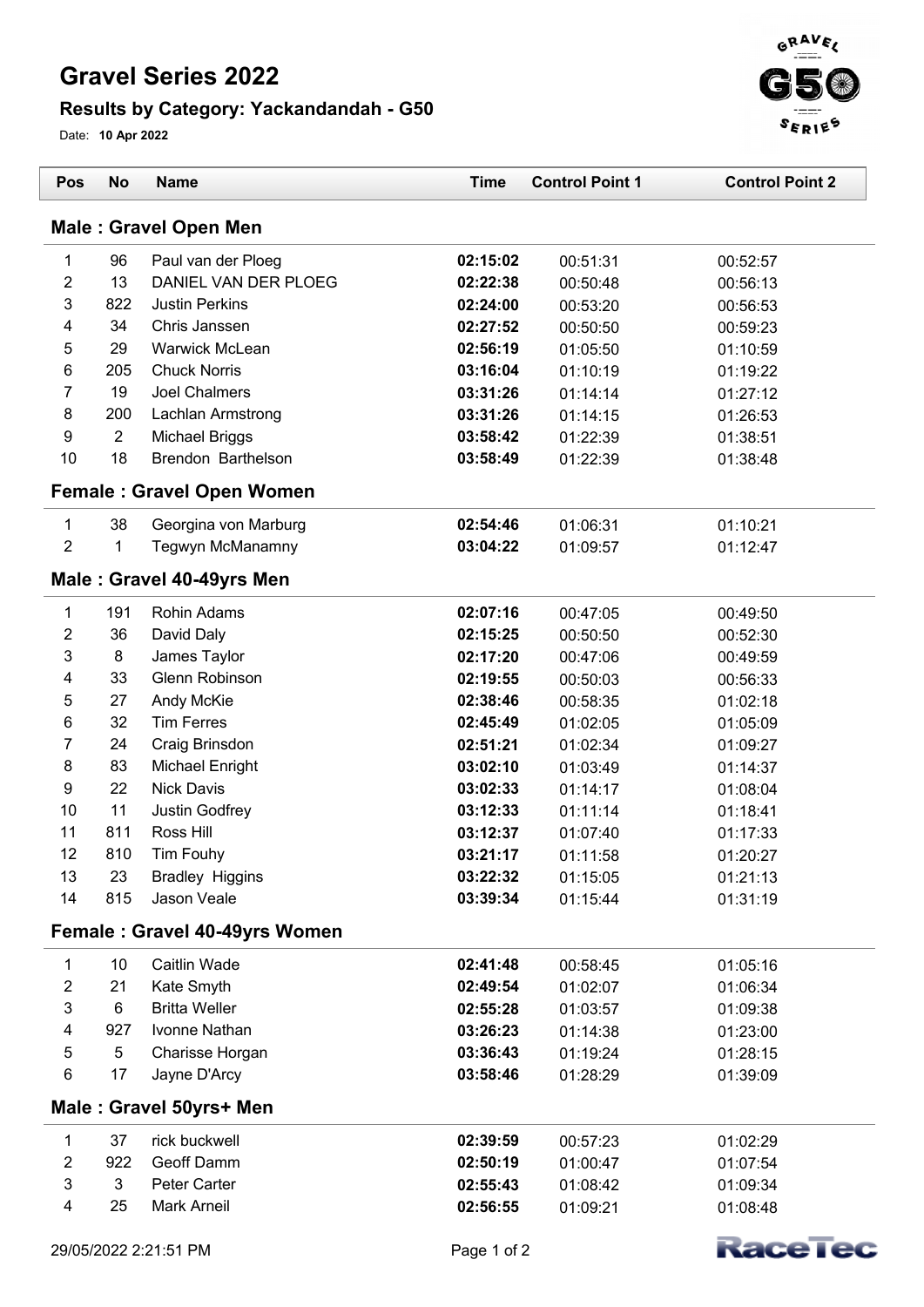# Gravel Series 2022

## Results by Category: Yackandandah - G50

Date: **10 Apr 2022**

| Pos | No | Name | Time | Control Point 1 | Control Point 2 |
|---|---|---|---|---|---|
| **Male : Gravel Open Men** | | | | | |
| 1 | 96 | Paul van der Ploeg | **02:15:02** | 00:51:31 | 00:52:57 |
| 2 | 13 | DANIEL VAN DER PLOEG | **02:22:38** | 00:50:48 | 00:56:13 |
| 3 | 822 | Justin Perkins | **02:24:00** | 00:53:20 | 00:56:53 |
| 4 | 34 | Chris Janssen | **02:27:52** | 00:50:50 | 00:59:23 |
| 5 | 29 | Warwick McLean | **02:56:19** | 01:05:50 | 01:10:59 |
| 6 | 205 | Chuck Norris | **03:16:04** | 01:10:19 | 01:19:22 |
| 7 | 19 | Joel Chalmers | **03:31:26** | 01:14:14 | 01:27:12 |
| 8 | 200 | Lachlan Armstrong | **03:31:26** | 01:14:15 | 01:26:53 |
| 9 | 2 | Michael Briggs | **03:58:42** | 01:22:39 | 01:38:51 |
| 10 | 18 | Brendon Barthelson | **03:58:49** | 01:22:39 | 01:38:48 |
| **Female : Gravel Open Women** | | | | | |
| 1 | 38 | Georgina von Marburg | **02:54:46** | 01:06:31 | 01:10:21 |
| 2 | 1 | Tegwyn McManamny | **03:04:22** | 01:09:57 | 01:12:47 |
| **Male : Gravel 40-49yrs Men** | | | | | |
| 1 | 191 | Rohin Adams | **02:07:16** | 00:47:05 | 00:49:50 |
| 2 | 36 | David Daly | **02:15:25** | 00:50:50 | 00:52:30 |
| 3 | 8 | James Taylor | **02:17:20** | 00:47:06 | 00:49:59 |
| 4 | 33 | Glenn Robinson | **02:19:55** | 00:50:03 | 00:56:33 |
| 5 | 27 | Andy McKie | **02:38:46** | 00:58:35 | 01:02:18 |
| 6 | 32 | Tim Ferres | **02:45:49** | 01:02:05 | 01:05:09 |
| 7 | 24 | Craig Brinsdon | **02:51:21** | 01:02:34 | 01:09:27 |
| 8 | 83 | Michael Enright | **03:02:10** | 01:03:49 | 01:14:37 |
| 9 | 22 | Nick Davis | **03:02:33** | 01:14:17 | 01:08:04 |
| 10 | 11 | Justin Godfrey | **03:12:33** | 01:11:14 | 01:18:41 |
| 11 | 811 | Ross Hill | **03:12:37** | 01:07:40 | 01:17:33 |
| 12 | 810 | Tim Fouhy | **03:21:17** | 01:11:58 | 01:20:27 |
| 13 | 23 | Bradley Higgins | **03:22:32** | 01:15:05 | 01:21:13 |
| 14 | 815 | Jason Veale | **03:39:34** | 01:15:44 | 01:31:19 |
| **Female : Gravel 40-49yrs Women** | | | | | |
| 1 | 10 | Caitlin Wade | **02:41:48** | 00:58:45 | 01:05:16 |
| 2 | 21 | Kate Smyth | **02:49:54** | 01:02:07 | 01:06:34 |
| 3 | 6 | Britta Weller | **02:55:28** | 01:03:57 | 01:09:38 |
| 4 | 927 | Ivonne Nathan | **03:26:23** | 01:14:38 | 01:23:00 |
| 5 | 5 | Charisse Horgan | **03:36:43** | 01:19:24 | 01:28:15 |
| 6 | 17 | Jayne D'Arcy | **03:58:46** | 01:28:29 | 01:39:09 |
| **Male : Gravel 50yrs+ Men** | | | | | |
| 1 | 37 | rick buckwell | **02:39:59** | 00:57:23 | 01:02:29 |
| 2 | 922 | Geoff Damm | **02:50:19** | 01:00:47 | 01:07:54 |
| 3 | 3 | Peter Carter | **02:55:43** | 01:08:42 | 01:09:34 |
| 4 | 25 | Mark Arneil | **02:56:55** | 01:09:21 | 01:08:48 |

29/05/2022 2:21:51 PM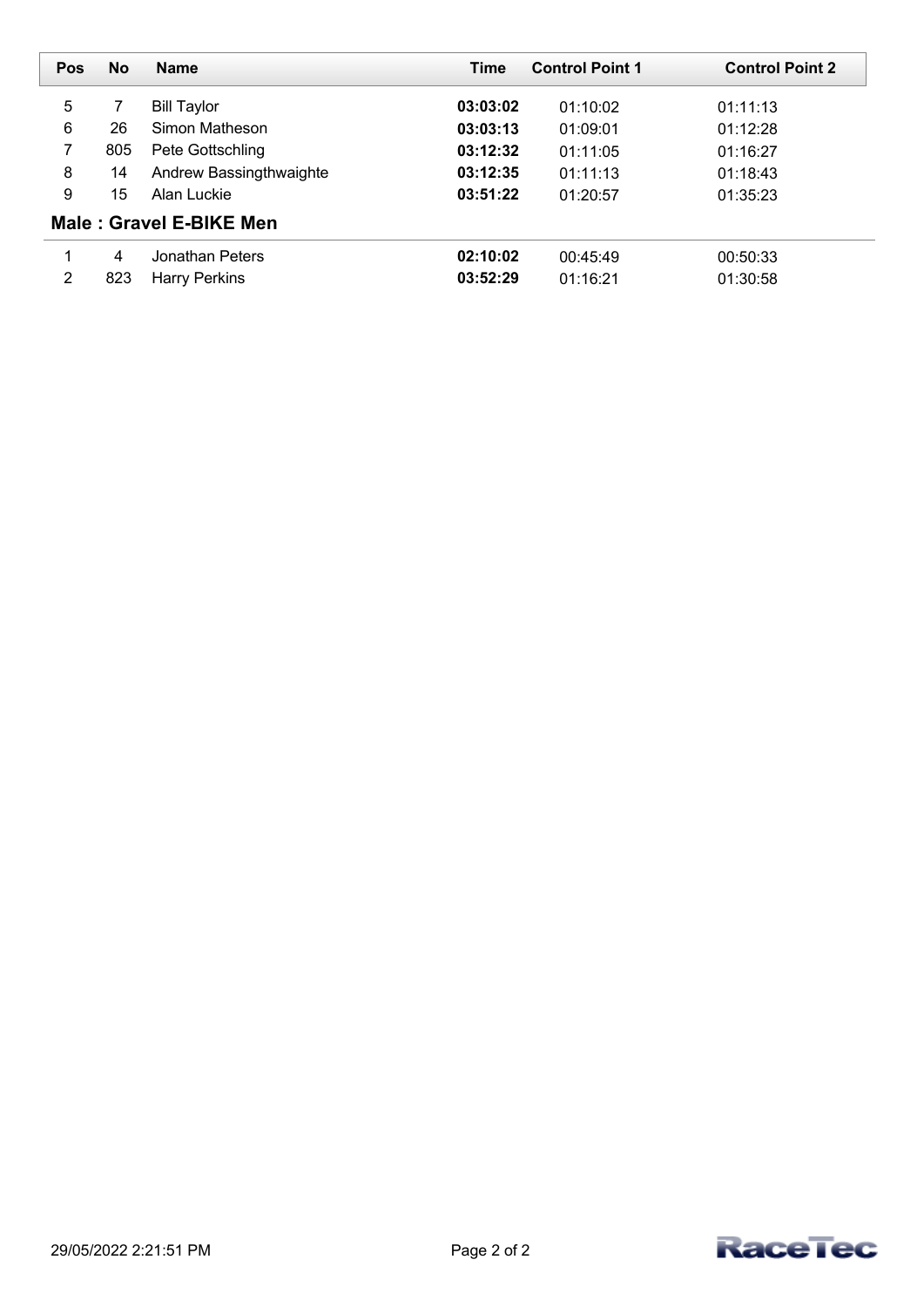| Pos | No | Name | Time | Control Point 1 | Control Point 2 |
|---|---|---|---|---|---|
| 5 | 7 | Bill Taylor | **03:03:02** | 01:10:02 | 01:11:13 |
| 6 | 26 | Simon Matheson | **03:03:13** | 01:09:01 | 01:12:28 |
| 7 | 805 | Pete Gottschling | **03:12:32** | 01:11:05 | 01:16:27 |
| 8 | 14 | Andrew Bassingthwaighte | **03:12:35** | 01:11:13 | 01:18:43 |
| 9 | 15 | Alan Luckie | **03:51:22** | 01:20:57 | 01:35:23 |

### Male : Gravel E-BIKE Men

| Pos | No | Name | Time | Control Point 1 | Control Point 2 |
|---|---|---|---|---|---|
| 1 | 4 | Jonathan Peters | **02:10:02** | 00:45:49 | 00:50:33 |
| 2 | 823 | Harry Perkins | **03:52:29** | 01:16:21 | 01:30:58 |

29/05/2022 2:21:51 PM

RaceTec